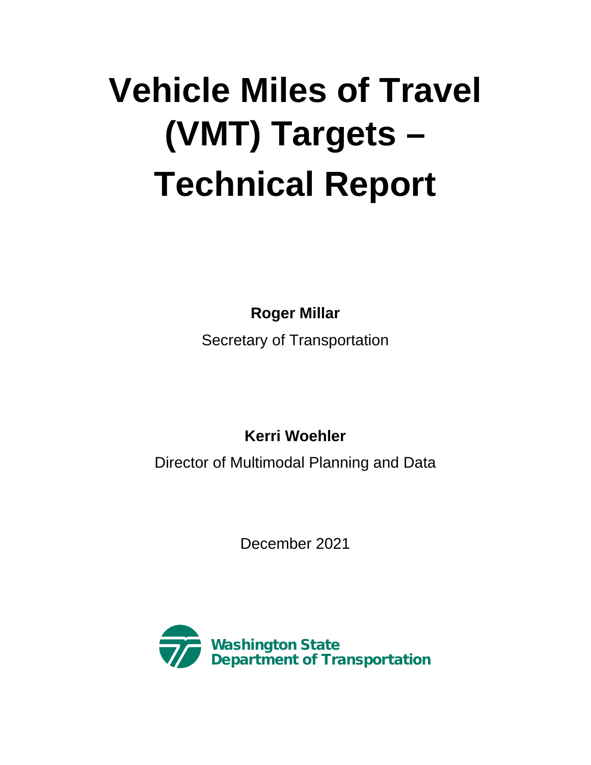# Vehicle Miles of Travel (VMT) Targets – Technical Report

**Roger Millar**

Secretary of Transportation

**Kerri Woehler**

Director of Multimodal Planning and Data

December 2021

**Washington State Department of Transportation**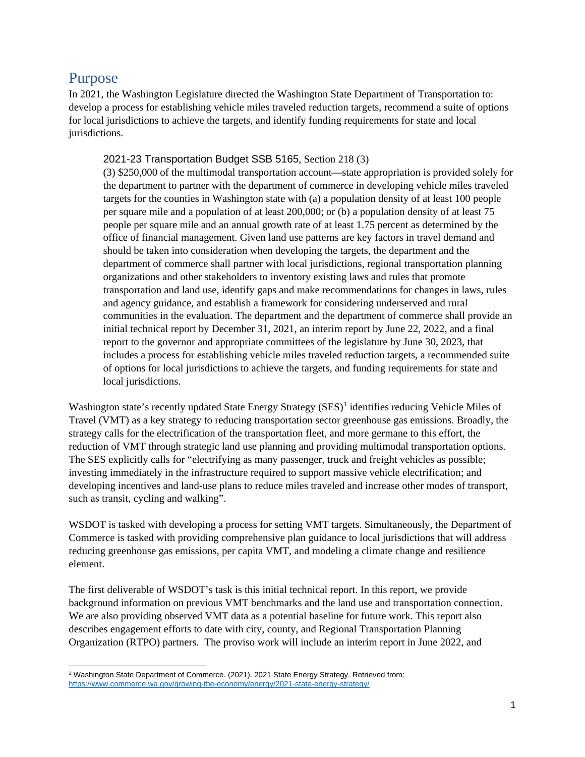## Purpose

In 2021, the Washington Legislature directed the Washington State Department of Transportation to: develop a process for establishing vehicle miles traveled reduction targets, recommend a suite of options for local jurisdictions to achieve the targets, and identify funding requirements for state and local jurisdictions.

> 2021-23 Transportation Budget SSB 5165, Section 218 (3)
>
> (3) $250,000 of the multimodal transportation account—state appropriation is provided solely for the department to partner with the department of commerce in developing vehicle miles traveled targets for the counties in Washington state with (a) a population density of at least 100 people per square mile and a population of at least 200,000; or (b) a population density of at least 75 people per square mile and an annual growth rate of at least 1.75 percent as determined by the office of financial management. Given land use patterns are key factors in travel demand and should be taken into consideration when developing the targets, the department and the department of commerce shall partner with local jurisdictions, regional transportation planning organizations and other stakeholders to inventory existing laws and rules that promote transportation and land use, identify gaps and make recommendations for changes in laws, rules and agency guidance, and establish a framework for considering underserved and rural communities in the evaluation. The department and the department of commerce shall provide an initial technical report by December 31, 2021, an interim report by June 22, 2022, and a final report to the governor and appropriate committees of the legislature by June 30, 2023, that includes a process for establishing vehicle miles traveled reduction targets, a recommended suite of options for local jurisdictions to achieve the targets, and funding requirements for state and local jurisdictions.

Washington state's recently updated State Energy Strategy (SES)[1] identifies reducing Vehicle Miles of Travel (VMT) as a key strategy to reducing transportation sector greenhouse gas emissions. Broadly, the strategy calls for the electrification of the transportation fleet, and more germane to this effort, the reduction of VMT through strategic land use planning and providing multimodal transportation options. The SES explicitly calls for "electrifying as many passenger, truck and freight vehicles as possible; investing immediately in the infrastructure required to support massive vehicle electrification; and developing incentives and land-use plans to reduce miles traveled and increase other modes of transport, such as transit, cycling and walking".

WSDOT is tasked with developing a process for setting VMT targets. Simultaneously, the Department of Commerce is tasked with providing comprehensive plan guidance to local jurisdictions that will address reducing greenhouse gas emissions, per capita VMT, and modeling a climate change and resilience element.

The first deliverable of WSDOT's task is this initial technical report. In this report, we provide background information on previous VMT benchmarks and the land use and transportation connection. We are also providing observed VMT data as a potential baseline for future work. This report also describes engagement efforts to date with city, county, and Regional Transportation Planning Organization (RTPO) partners. The proviso work will include an interim report in June 2022, and

[1] Washington State Department of Commerce. (2021). 2021 State Energy Strategy. Retrieved from: https://www.commerce.wa.gov/growing-the-economy/energy/2021-state-energy-strategy/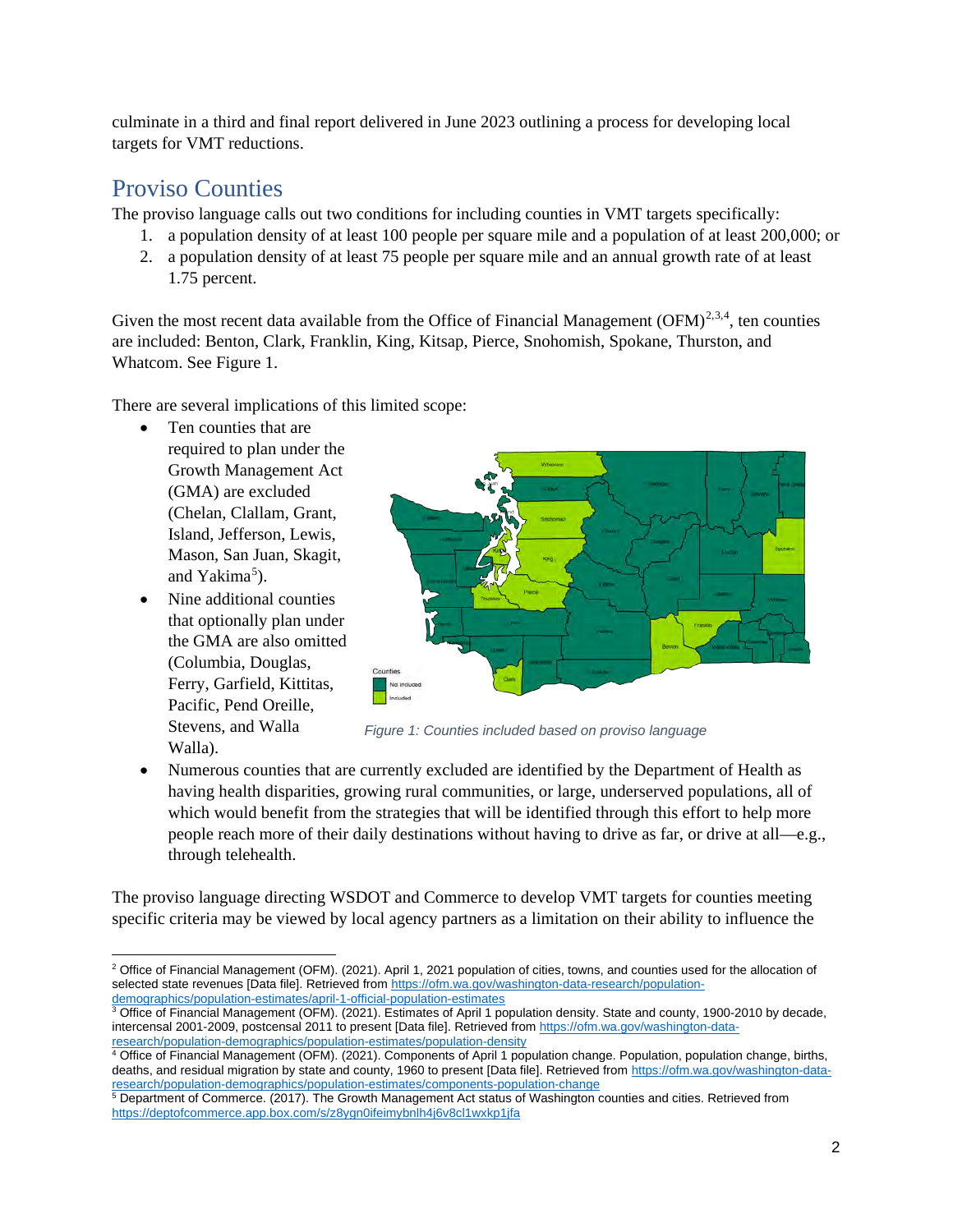culminate in a third and final report delivered in June 2023 outlining a process for developing local targets for VMT reductions.

## Proviso Counties

The proviso language calls out two conditions for including counties in VMT targets specifically:

1. a population density of at least 100 people per square mile and a population of at least 200,000; or
2. a population density of at least 75 people per square mile and an annual growth rate of at least 1.75 percent.

Given the most recent data available from the Office of Financial Management (OFM)[2,3,4], ten counties are included: Benton, Clark, Franklin, King, Kitsap, Pierce, Snohomish, Spokane, Thurston, and Whatcom. See Figure 1.

There are several implications of this limited scope:

- Ten counties that are required to plan under the Growth Management Act (GMA) are excluded (Chelan, Clallam, Grant, Island, Jefferson, Lewis, Mason, San Juan, Skagit, and Yakima[5]).
- Nine additional counties that optionally plan under the GMA are also omitted (Columbia, Douglas, Ferry, Garfield, Kittitas, Pacific, Pend Oreille, Stevens, and Walla Walla).
- Numerous counties that are currently excluded are identified by the Department of Health as having health disparities, growing rural communities, or large, underserved populations, all of which would benefit from the strategies that will be identified through this effort to help more people reach more of their daily destinations without having to drive as far, or drive at all—e.g., through telehealth.

*Figure 1: Counties included based on proviso language*

The proviso language directing WSDOT and Commerce to develop VMT targets for counties meeting specific criteria may be viewed by local agency partners as a limitation on their ability to influence the

---

[2] Office of Financial Management (OFM). (2021). April 1, 2021 population of cities, towns, and counties used for the allocation of selected state revenues [Data file]. Retrieved from https://ofm.wa.gov/washington-data-research/population-demographics/population-estimates/april-1-official-population-estimates

[3] Office of Financial Management (OFM). (2021). Estimates of April 1 population density. State and county, 1900-2010 by decade, intercensal 2001-2009, postcensal 2011 to present [Data file]. Retrieved from https://ofm.wa.gov/washington-data-research/population-demographics/population-estimates/population-density

[4] Office of Financial Management (OFM). (2021). Components of April 1 population change. Population, population change, births, deaths, and residual migration by state and county, 1960 to present [Data file]. Retrieved from https://ofm.wa.gov/washington-data-research/population-demographics/population-estimates/components-population-change

[5] Department of Commerce. (2017). The Growth Management Act status of Washington counties and cities. Retrieved from https://deptofcommerce.app.box.com/s/z8ygn0ifeimybnlh4j6v8cl1wxkp1jfa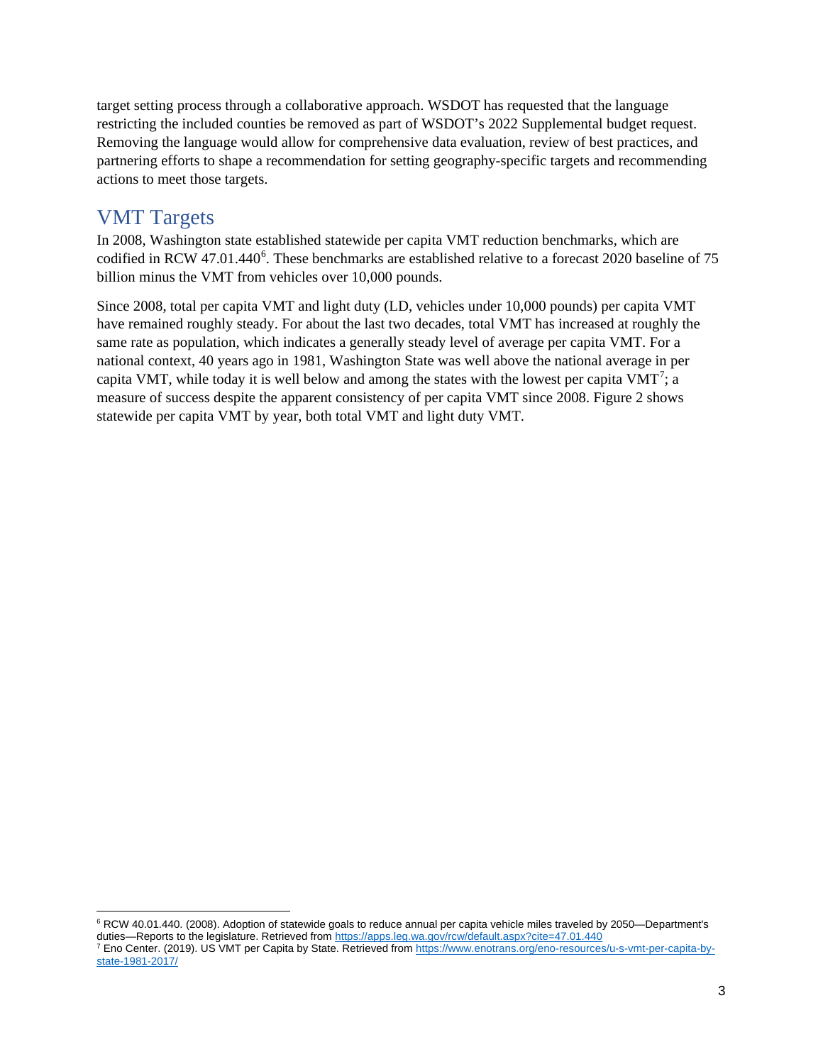target setting process through a collaborative approach. WSDOT has requested that the language restricting the included counties be removed as part of WSDOT's 2022 Supplemental budget request. Removing the language would allow for comprehensive data evaluation, review of best practices, and partnering efforts to shape a recommendation for setting geography-specific targets and recommending actions to meet those targets.

## VMT Targets

In 2008, Washington state established statewide per capita VMT reduction benchmarks, which are codified in RCW 47.01.440[6]. These benchmarks are established relative to a forecast 2020 baseline of 75 billion minus the VMT from vehicles over 10,000 pounds.

Since 2008, total per capita VMT and light duty (LD, vehicles under 10,000 pounds) per capita VMT have remained roughly steady. For about the last two decades, total VMT has increased at roughly the same rate as population, which indicates a generally steady level of average per capita VMT. For a national context, 40 years ago in 1981, Washington State was well above the national average in per capita VMT, while today it is well below and among the states with the lowest per capita VMT[7]; a measure of success despite the apparent consistency of per capita VMT since 2008. Figure 2 shows statewide per capita VMT by year, both total VMT and light duty VMT.

---

[6] RCW 40.01.440. (2008). Adoption of statewide goals to reduce annual per capita vehicle miles traveled by 2050—Department's duties—Reports to the legislature. Retrieved from https://apps.leg.wa.gov/rcw/default.aspx?cite=47.01.440

[7] Eno Center. (2019). US VMT per Capita by State. Retrieved from https://www.enotrans.org/eno-resources/u-s-vmt-per-capita-by-state-1981-2017/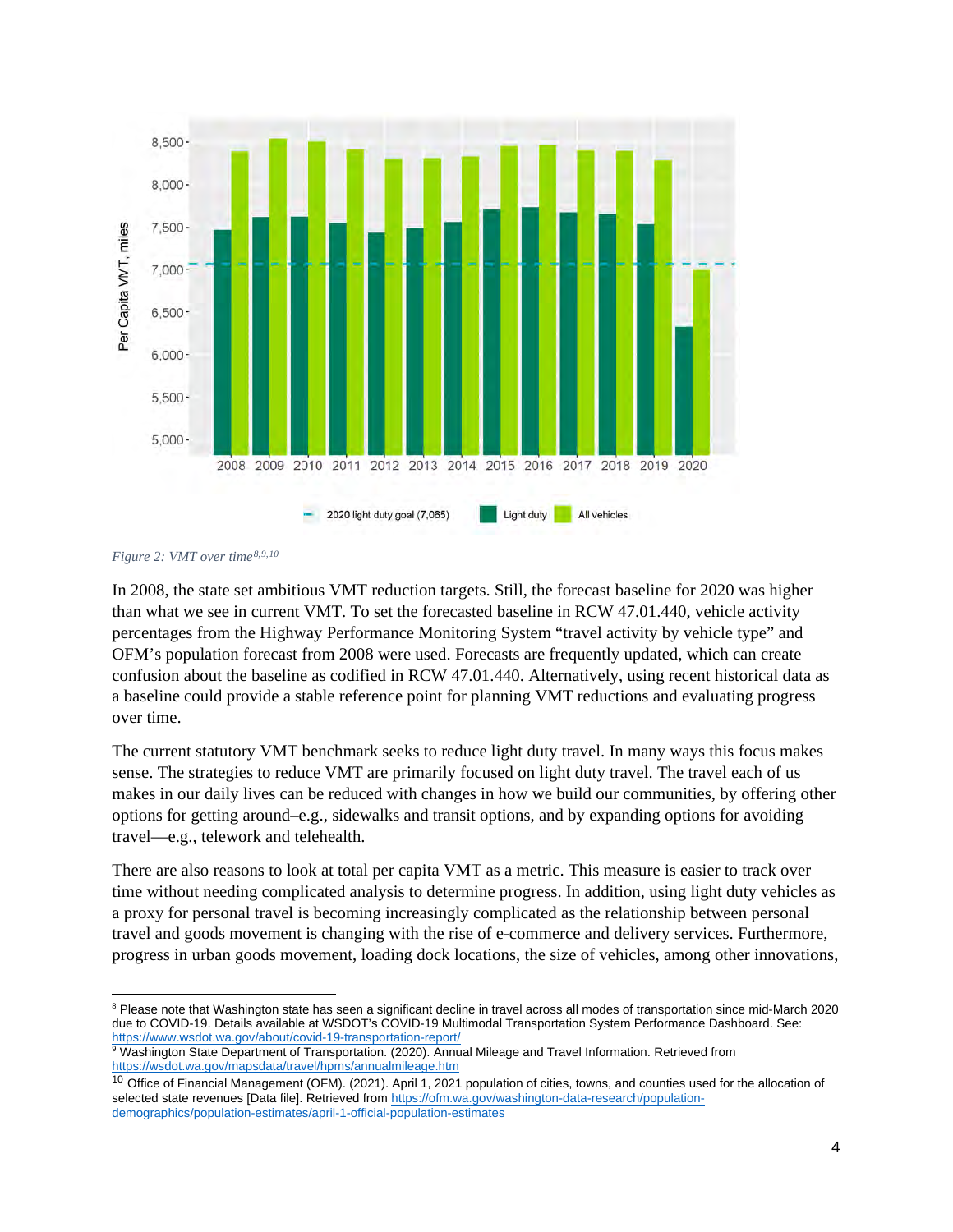*Figure 2: VMT over time*[8,9,10]

In 2008, the state set ambitious VMT reduction targets. Still, the forecast baseline for 2020 was higher than what we see in current VMT. To set the forecasted baseline in RCW 47.01.440, vehicle activity percentages from the Highway Performance Monitoring System "travel activity by vehicle type" and OFM's population forecast from 2008 were used. Forecasts are frequently updated, which can create confusion about the baseline as codified in RCW 47.01.440. Alternatively, using recent historical data as a baseline could provide a stable reference point for planning VMT reductions and evaluating progress over time.

The current statutory VMT benchmark seeks to reduce light duty travel. In many ways this focus makes sense. The strategies to reduce VMT are primarily focused on light duty travel. The travel each of us makes in our daily lives can be reduced with changes in how we build our communities, by offering other options for getting around–e.g., sidewalks and transit options, and by expanding options for avoiding travel—e.g., telework and telehealth.

There are also reasons to look at total per capita VMT as a metric. This measure is easier to track over time without needing complicated analysis to determine progress. In addition, using light duty vehicles as a proxy for personal travel is becoming increasingly complicated as the relationship between personal travel and goods movement is changing with the rise of e-commerce and delivery services. Furthermore, progress in urban goods movement, loading dock locations, the size of vehicles, among other innovations,

---

[8] Please note that Washington state has seen a significant decline in travel across all modes of transportation since mid-March 2020 due to COVID-19. Details available at WSDOT's COVID-19 Multimodal Transportation System Performance Dashboard. See: https://www.wsdot.wa.gov/about/covid-19-transportation-report/

[9] Washington State Department of Transportation. (2020). Annual Mileage and Travel Information. Retrieved from https://wsdot.wa.gov/mapsdata/travel/hpms/annualmileage.htm

[10] Office of Financial Management (OFM). (2021). April 1, 2021 population of cities, towns, and counties used for the allocation of selected state revenues [Data file]. Retrieved from https://ofm.wa.gov/washington-data-research/population-demographics/population-estimates/april-1-official-population-estimates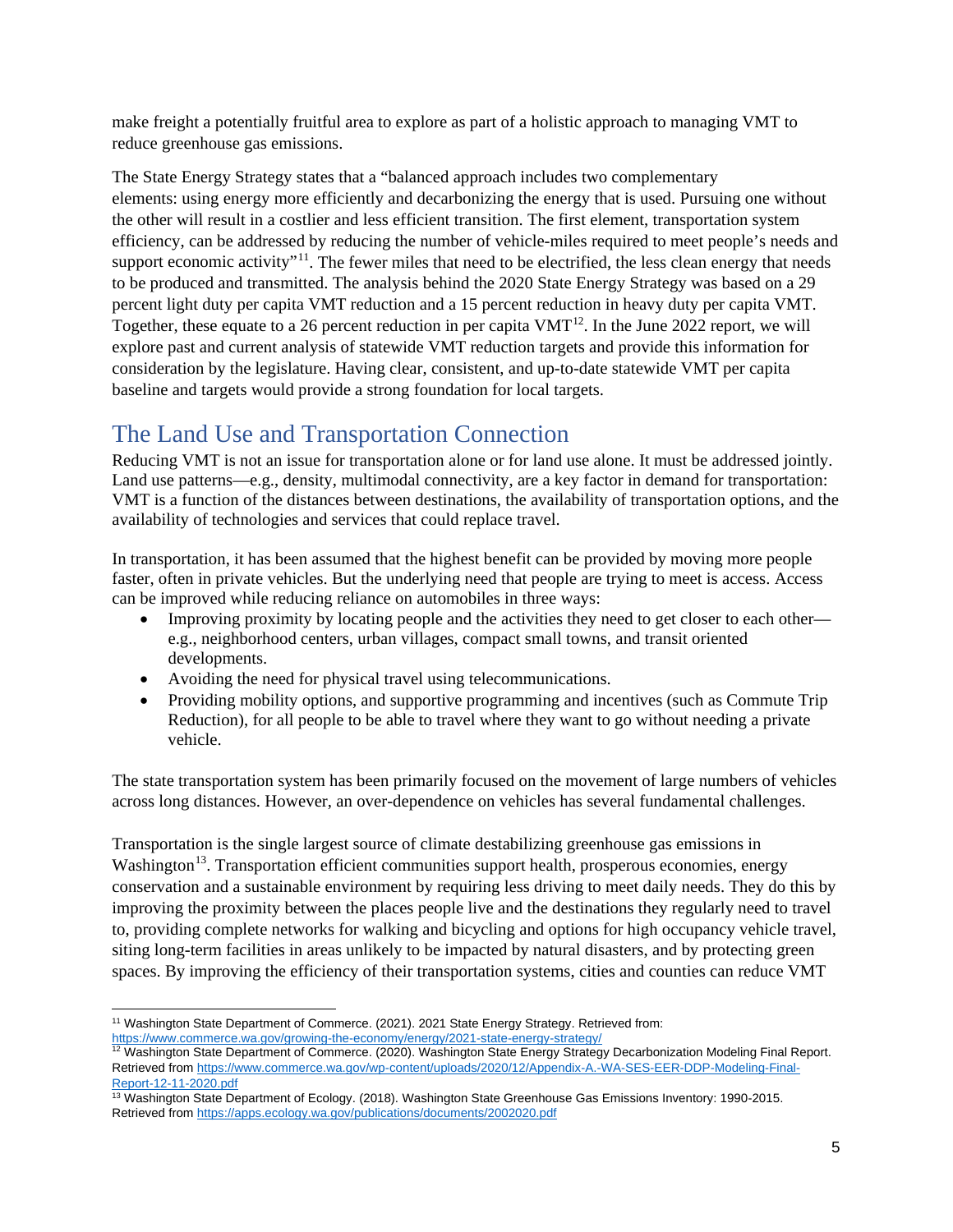make freight a potentially fruitful area to explore as part of a holistic approach to managing VMT to reduce greenhouse gas emissions.

The State Energy Strategy states that a "balanced approach includes two complementary elements: using energy more efficiently and decarbonizing the energy that is used. Pursuing one without the other will result in a costlier and less efficient transition. The first element, transportation system efficiency, can be addressed by reducing the number of vehicle-miles required to meet people's needs and support economic activity"[11]. The fewer miles that need to be electrified, the less clean energy that needs to be produced and transmitted. The analysis behind the 2020 State Energy Strategy was based on a 29 percent light duty per capita VMT reduction and a 15 percent reduction in heavy duty per capita VMT. Together, these equate to a 26 percent reduction in per capita VMT[12]. In the June 2022 report, we will explore past and current analysis of statewide VMT reduction targets and provide this information for consideration by the legislature. Having clear, consistent, and up-to-date statewide VMT per capita baseline and targets would provide a strong foundation for local targets.

## The Land Use and Transportation Connection

Reducing VMT is not an issue for transportation alone or for land use alone. It must be addressed jointly. Land use patterns—e.g., density, multimodal connectivity, are a key factor in demand for transportation: VMT is a function of the distances between destinations, the availability of transportation options, and the availability of technologies and services that could replace travel.

In transportation, it has been assumed that the highest benefit can be provided by moving more people faster, often in private vehicles. But the underlying need that people are trying to meet is access. Access can be improved while reducing reliance on automobiles in three ways:

- Improving proximity by locating people and the activities they need to get closer to each other—e.g., neighborhood centers, urban villages, compact small towns, and transit oriented developments.
- Avoiding the need for physical travel using telecommunications.
- Providing mobility options, and supportive programming and incentives (such as Commute Trip Reduction), for all people to be able to travel where they want to go without needing a private vehicle.

The state transportation system has been primarily focused on the movement of large numbers of vehicles across long distances. However, an over-dependence on vehicles has several fundamental challenges.

Transportation is the single largest source of climate destabilizing greenhouse gas emissions in Washington[13]. Transportation efficient communities support health, prosperous economies, energy conservation and a sustainable environment by requiring less driving to meet daily needs. They do this by improving the proximity between the places people live and the destinations they regularly need to travel to, providing complete networks for walking and bicycling and options for high occupancy vehicle travel, siting long-term facilities in areas unlikely to be impacted by natural disasters, and by protecting green spaces. By improving the efficiency of their transportation systems, cities and counties can reduce VMT

---

[11] Washington State Department of Commerce. (2021). 2021 State Energy Strategy. Retrieved from: https://www.commerce.wa.gov/growing-the-economy/energy/2021-state-energy-strategy/

[12] Washington State Department of Commerce. (2020). Washington State Energy Strategy Decarbonization Modeling Final Report. Retrieved from https://www.commerce.wa.gov/wp-content/uploads/2020/12/Appendix-A.-WA-SES-EER-DDP-Modeling-Final-Report-12-11-2020.pdf

[13] Washington State Department of Ecology. (2018). Washington State Greenhouse Gas Emissions Inventory: 1990-2015. Retrieved from https://apps.ecology.wa.gov/publications/documents/2002020.pdf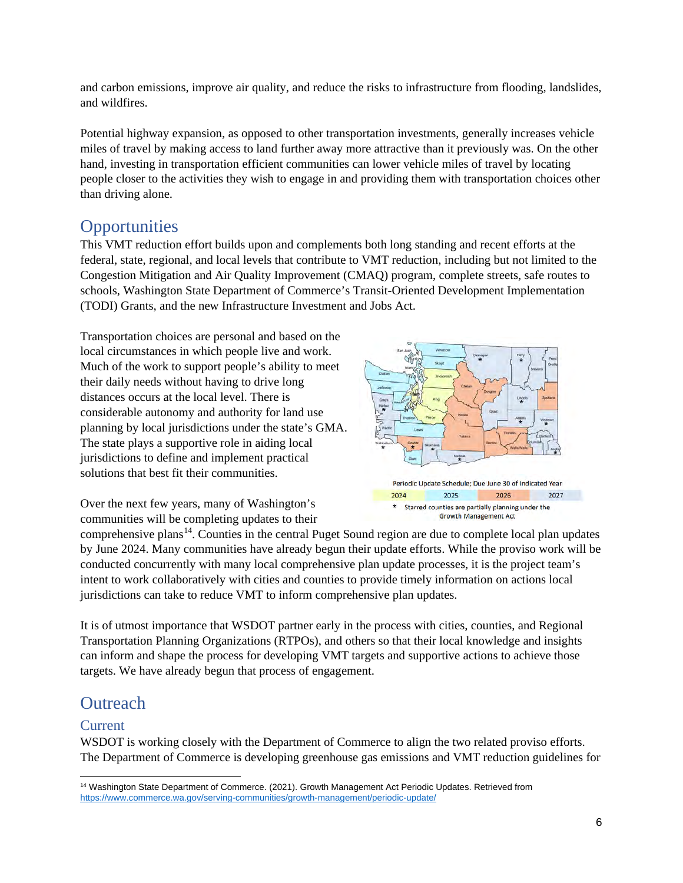and carbon emissions, improve air quality, and reduce the risks to infrastructure from flooding, landslides, and wildfires.

Potential highway expansion, as opposed to other transportation investments, generally increases vehicle miles of travel by making access to land further away more attractive than it previously was. On the other hand, investing in transportation efficient communities can lower vehicle miles of travel by locating people closer to the activities they wish to engage in and providing them with transportation choices other than driving alone.

## Opportunities

This VMT reduction effort builds upon and complements both long standing and recent efforts at the federal, state, regional, and local levels that contribute to VMT reduction, including but not limited to the Congestion Mitigation and Air Quality Improvement (CMAQ) program, complete streets, safe routes to schools, Washington State Department of Commerce's Transit-Oriented Development Implementation (TODI) Grants, and the new Infrastructure Investment and Jobs Act.

Transportation choices are personal and based on the local circumstances in which people live and work. Much of the work to support people's ability to meet their daily needs without having to drive long distances occurs at the local level. There is considerable autonomy and authority for land use planning by local jurisdictions under the state's GMA. The state plays a supportive role in aiding local jurisdictions to define and implement practical solutions that best fit their communities.

Periodic Update Schedule; Due June 30 of Indicated Year

| 2024 | 2025 | 2026 | 2027 |
|---|---|---|---|

\* Starred counties are partially planning under the Growth Management Act

Over the next few years, many of Washington's communities will be completing updates to their comprehensive plans[14]. Counties in the central Puget Sound region are due to complete local plan updates by June 2024. Many communities have already begun their update efforts. While the proviso work will be conducted concurrently with many local comprehensive plan update processes, it is the project team's intent to work collaboratively with cities and counties to provide timely information on actions local jurisdictions can take to reduce VMT to inform comprehensive plan updates.

It is of utmost importance that WSDOT partner early in the process with cities, counties, and Regional Transportation Planning Organizations (RTPOs), and others so that their local knowledge and insights can inform and shape the process for developing VMT targets and supportive actions to achieve those targets. We have already begun that process of engagement.

## Outreach

### Current

WSDOT is working closely with the Department of Commerce to align the two related proviso efforts. The Department of Commerce is developing greenhouse gas emissions and VMT reduction guidelines for

[14] Washington State Department of Commerce. (2021). Growth Management Act Periodic Updates. Retrieved from https://www.commerce.wa.gov/serving-communities/growth-management/periodic-update/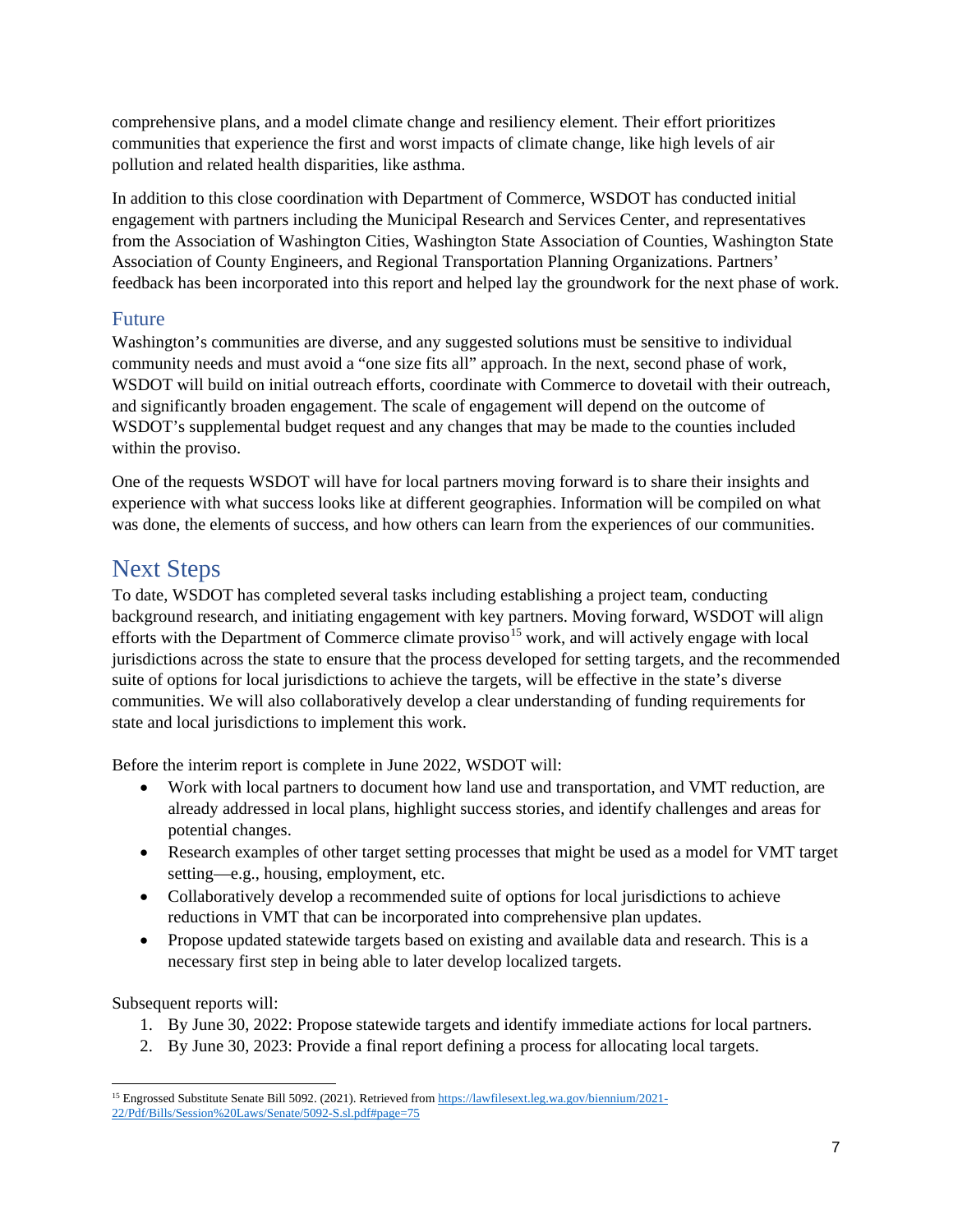comprehensive plans, and a model climate change and resiliency element. Their effort prioritizes communities that experience the first and worst impacts of climate change, like high levels of air pollution and related health disparities, like asthma.

In addition to this close coordination with Department of Commerce, WSDOT has conducted initial engagement with partners including the Municipal Research and Services Center, and representatives from the Association of Washington Cities, Washington State Association of Counties, Washington State Association of County Engineers, and Regional Transportation Planning Organizations. Partners' feedback has been incorporated into this report and helped lay the groundwork for the next phase of work.

### Future

Washington's communities are diverse, and any suggested solutions must be sensitive to individual community needs and must avoid a "one size fits all" approach. In the next, second phase of work, WSDOT will build on initial outreach efforts, coordinate with Commerce to dovetail with their outreach, and significantly broaden engagement. The scale of engagement will depend on the outcome of WSDOT's supplemental budget request and any changes that may be made to the counties included within the proviso.

One of the requests WSDOT will have for local partners moving forward is to share their insights and experience with what success looks like at different geographies. Information will be compiled on what was done, the elements of success, and how others can learn from the experiences of our communities.

## Next Steps

To date, WSDOT has completed several tasks including establishing a project team, conducting background research, and initiating engagement with key partners. Moving forward, WSDOT will align efforts with the Department of Commerce climate proviso[15] work, and will actively engage with local jurisdictions across the state to ensure that the process developed for setting targets, and the recommended suite of options for local jurisdictions to achieve the targets, will be effective in the state's diverse communities. We will also collaboratively develop a clear understanding of funding requirements for state and local jurisdictions to implement this work.

Before the interim report is complete in June 2022, WSDOT will:

- Work with local partners to document how land use and transportation, and VMT reduction, are already addressed in local plans, highlight success stories, and identify challenges and areas for potential changes.
- Research examples of other target setting processes that might be used as a model for VMT target setting—e.g., housing, employment, etc.
- Collaboratively develop a recommended suite of options for local jurisdictions to achieve reductions in VMT that can be incorporated into comprehensive plan updates.
- Propose updated statewide targets based on existing and available data and research. This is a necessary first step in being able to later develop localized targets.

Subsequent reports will:

1. By June 30, 2022: Propose statewide targets and identify immediate actions for local partners.
2. By June 30, 2023: Provide a final report defining a process for allocating local targets.

---

[15] Engrossed Substitute Senate Bill 5092. (2021). Retrieved from https://lawfilesext.leg.wa.gov/biennium/2021-22/Pdf/Bills/Session%20Laws/Senate/5092-S.sl.pdf#page=75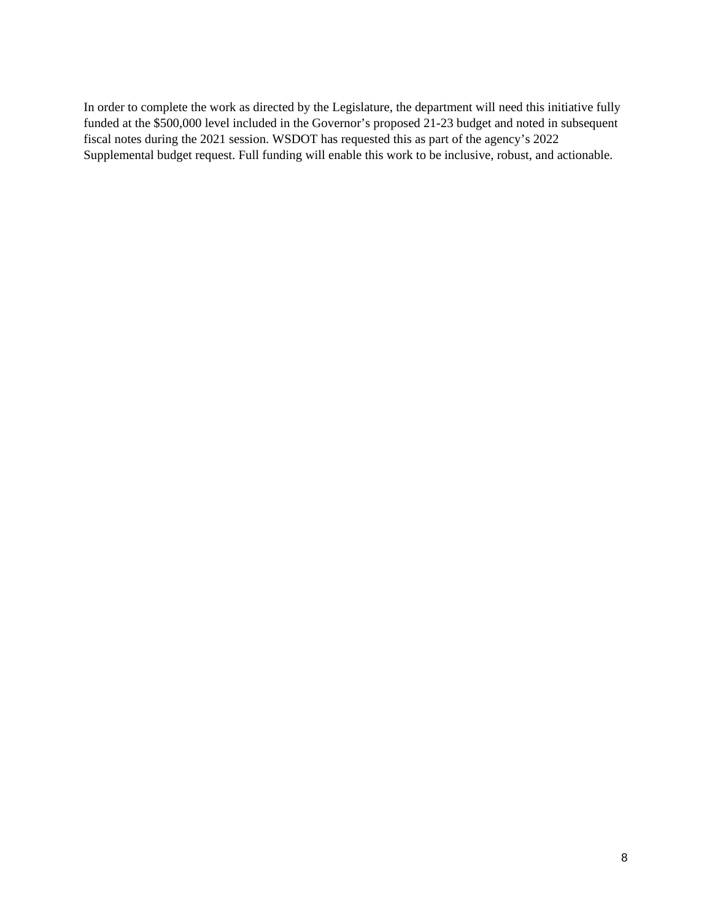In order to complete the work as directed by the Legislature, the department will need this initiative fully funded at the $500,000 level included in the Governor's proposed 21-23 budget and noted in subsequent fiscal notes during the 2021 session. WSDOT has requested this as part of the agency's 2022 Supplemental budget request. Full funding will enable this work to be inclusive, robust, and actionable.